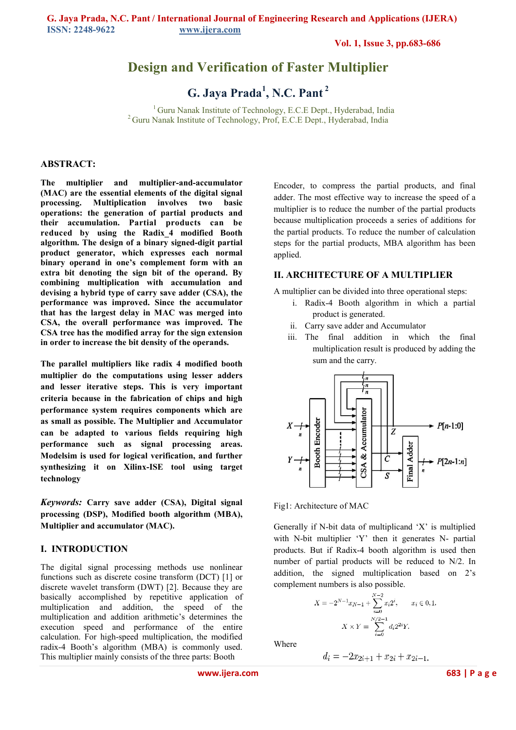# Design and Verification of Faster Multiplier

## G. Jaya Prada[1], N.C. Pant[2]

[1] Guru Nanak Institute of Technology, E.C.E Dept., Hyderabad, India
[2] Guru Nanak Institute of Technology, Prof, E.C.E Dept., Hyderabad, India

## ABSTRACT:

**The multiplier and multiplier-and-accumulator (MAC) are the essential elements of the digital signal processing. Multiplication involves two basic operations: the generation of partial products and their accumulation. Partial products can be reduced by using the Radix_4 modified Booth algorithm. The design of a binary signed-digit partial product generator, which expresses each normal binary operand in one's complement form with an extra bit denoting the sign bit of the operand. By combining multiplication with accumulation and devising a hybrid type of carry save adder (CSA), the performance was improved. Since the accumulator that has the largest delay in MAC was merged into CSA, the overall performance was improved. The CSA tree has the modified array for the sign extension in order to increase the bit density of the operands.**

**The parallel multipliers like radix 4 modified booth multiplier do the computations using lesser adders and lesser iterative steps. This is very important criteria because in the fabrication of chips and high performance system requires components which are as small as possible. The Multiplier and Accumulator can be adapted to various fields requiring high performance such as signal processing areas. Modelsim is used for logical verification, and further synthesizing it on Xilinx-ISE tool using target technology**

***Keywords:*** **Carry save adder (CSA), Digital signal processing (DSP), Modified booth algorithm (MBA), Multiplier and accumulator (MAC).**

## I. INTRODUCTION

The digital signal processing methods use nonlinear functions such as discrete cosine transform (DCT) [1] or discrete wavelet transform (DWT) [2]. Because they are basically accomplished by repetitive application of multiplication and addition, the speed of the multiplication and addition arithmetic's determines the execution speed and performance of the entire calculation. For high-speed multiplication, the modified radix-4 Booth's algorithm (MBA) is commonly used. This multiplier mainly consists of the three parts: Booth Encoder, to compress the partial products, and final adder. The most effective way to increase the speed of a multiplier is to reduce the number of the partial products because multiplication proceeds a series of additions for the partial products. To reduce the number of calculation steps for the partial products, MBA algorithm has been applied.

## II. ARCHITECTURE OF A MULTIPLIER

A multiplier can be divided into three operational steps:

i. Radix-4 Booth algorithm in which a partial product is generated.
ii. Carry save adder and Accumulator
iii. The final addition in which the final multiplication result is produced by adding the sum and the carry.

Fig1: Architecture of MAC

Generally if N-bit data of multiplicand 'X' is multiplied with N-bit multiplier 'Y' then it generates N- partial products. But if Radix-4 booth algorithm is used then number of partial products will be reduced to N/2. In addition, the signed multiplication based on 2's complement numbers is also possible.

$$X = -2^{N-1}x_{N-1} + \sum_{i=0}^{N-2} x_i 2^i, \qquad x_i \in 0, 1.$$

$$X \times Y = \sum_{i=0}^{N/2-1} d_i 2^{2i} Y.$$

Where

$$d_i = -2x_{2i+1} + x_{2i} + x_{2i-1}.$$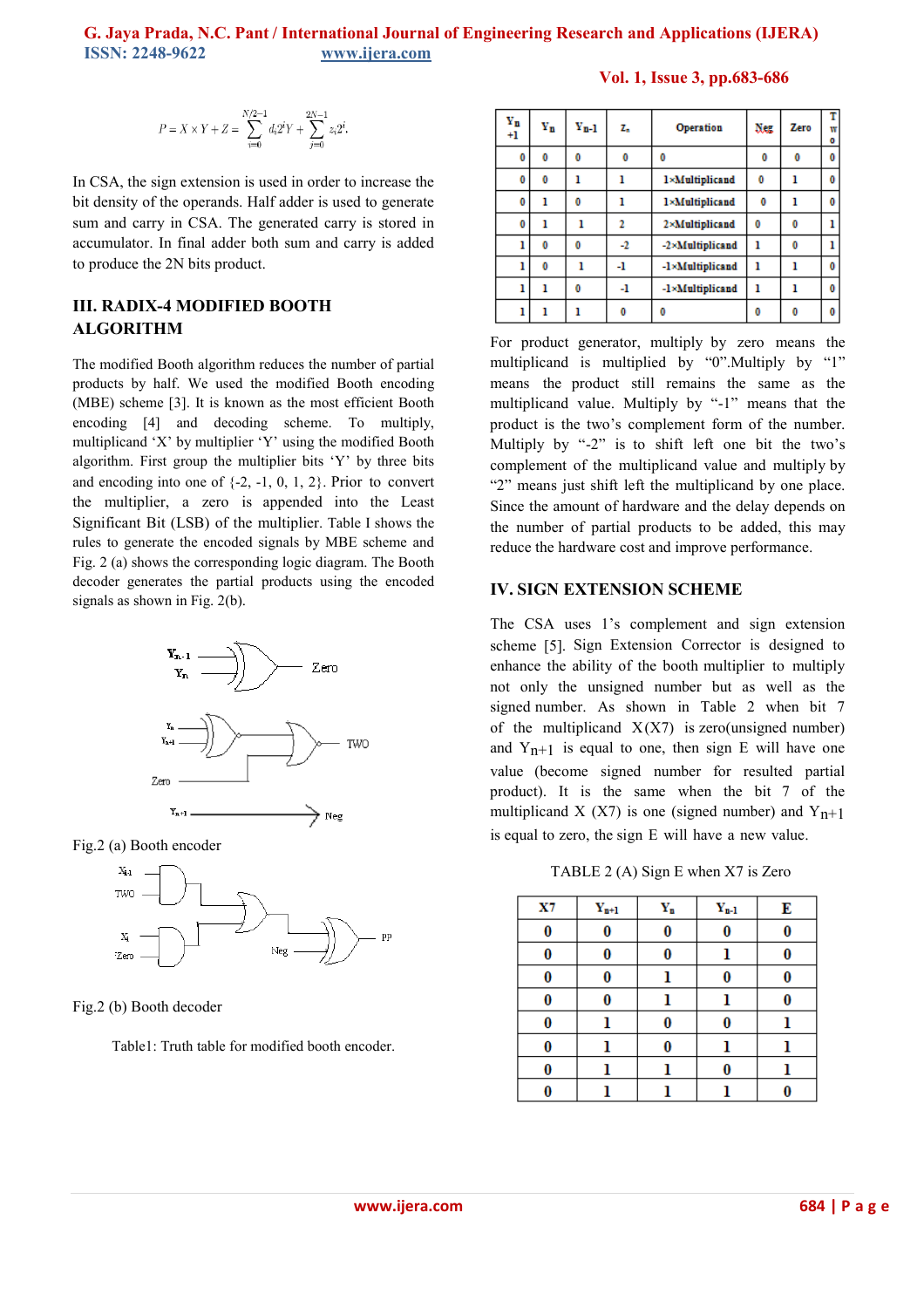$$P = X \times Y + Z = \sum_{i=0}^{N/2-1} d_i 2^i Y + \sum_{j=0}^{2N-1} z_i 2^i.$$

In CSA, the sign extension is used in order to increase the bit density of the operands. Half adder is used to generate sum and carry in CSA. The generated carry is stored in accumulator. In final adder both sum and carry is added to produce the 2N bits product.

## III. RADIX-4 MODIFIED BOOTH ALGORITHM

The modified Booth algorithm reduces the number of partial products by half. We used the modified Booth encoding (MBE) scheme [3]. It is known as the most efficient Booth encoding [4] and decoding scheme. To multiply, multiplicand 'X' by multiplier 'Y' using the modified Booth algorithm. First group the multiplier bits 'Y' by three bits and encoding into one of {-2, -1, 0, 1, 2}. Prior to convert the multiplier, a zero is appended into the Least Significant Bit (LSB) of the multiplier. Table I shows the rules to generate the encoded signals by MBE scheme and Fig. 2 (a) shows the corresponding logic diagram. The Booth decoder generates the partial products using the encoded signals as shown in Fig. 2(b).

Fig.2 (a) Booth encoder

Fig.2 (b) Booth decoder

Table1: Truth table for modified booth encoder.

| $Y_{n+1}$ | $Y_n$ | $Y_{n-1}$ | $Z_n$ | Operation | Neg | Zero | Two |
|---|---|---|---|---|---|---|---|
| 0 | 0 | 0 | 0 | 0 | 0 | 0 | 0 |
| 0 | 0 | 1 | 1 | 1×Multiplicand | 0 | 1 | 0 |
| 0 | 1 | 0 | 1 | 1×Multiplicand | 0 | 1 | 0 |
| 0 | 1 | 1 | 2 | 2×Multiplicand | 0 | 0 | 1 |
| 1 | 0 | 0 | -2 | -2×Multiplicand | 1 | 0 | 1 |
| 1 | 0 | 1 | -1 | -1×Multiplicand | 1 | 1 | 0 |
| 1 | 1 | 0 | -1 | -1×Multiplicand | 1 | 1 | 0 |
| 1 | 1 | 1 | 0 | 0 | 0 | 0 | 0 |

For product generator, multiply by zero means the multiplicand is multiplied by "0".Multiply by "1" means the product still remains the same as the multiplicand value. Multiply by "-1" means that the product is the two's complement form of the number. Multiply by "-2" is to shift left one bit the two's complement of the multiplicand value and multiply by "2" means just shift left the multiplicand by one place. Since the amount of hardware and the delay depends on the number of partial products to be added, this may reduce the hardware cost and improve performance.

## IV. SIGN EXTENSION SCHEME

The CSA uses 1's complement and sign extension scheme [5]. Sign Extension Corrector is designed to enhance the ability of the booth multiplier to multiply not only the unsigned number but as well as the signed number. As shown in Table 2 when bit 7 of the multiplicand X(X7) is zero(unsigned number) and $Y_{n+1}$ is equal to one, then sign E will have one value (become signed number for resulted partial product). It is the same when the bit 7 of the multiplicand X (X7) is one (signed number) and $Y_{n+1}$ is equal to zero, the sign E will have a new value.

TABLE 2 (A) Sign E when X7 is Zero

| X7 | $Y_{n+1}$ | $Y_n$ | $Y_{n-1}$ | E |
|---|---|---|---|---|
| 0 | 0 | 0 | 0 | 0 |
| 0 | 0 | 0 | 1 | 0 |
| 0 | 0 | 1 | 0 | 0 |
| 0 | 0 | 1 | 1 | 0 |
| 0 | 1 | 0 | 0 | 1 |
| 0 | 1 | 0 | 1 | 1 |
| 0 | 1 | 1 | 0 | 1 |
| 0 | 1 | 1 | 1 | 0 |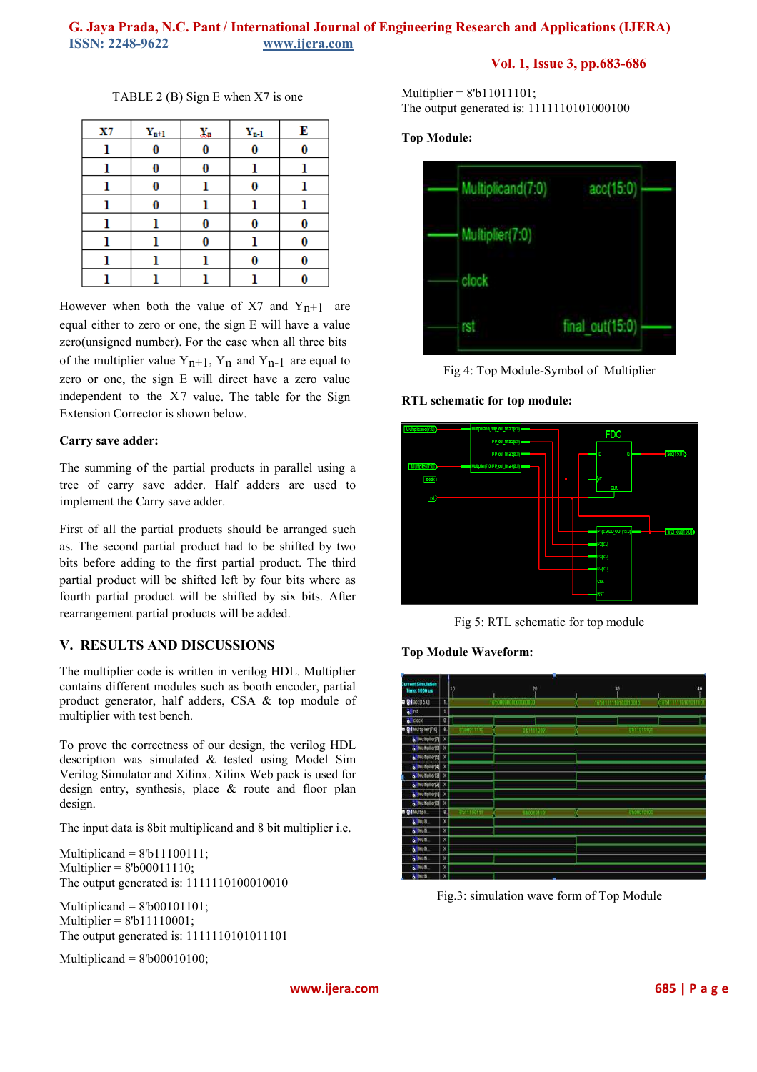TABLE 2 (B) Sign E when X7 is one

| X7 | $Y_{n+1}$ | $Y_n$ | $Y_{n-1}$ | E |
|---|---|---|---|---|
| 1 | 0 | 0 | 0 | 0 |
| 1 | 0 | 0 | 1 | 1 |
| 1 | 0 | 1 | 0 | 1 |
| 1 | 0 | 1 | 1 | 1 |
| 1 | 1 | 0 | 0 | 0 |
| 1 | 1 | 0 | 1 | 0 |
| 1 | 1 | 1 | 0 | 0 |
| 1 | 1 | 1 | 1 | 0 |

However when both the value of X7 and $Y_{n+1}$ are equal either to zero or one, the sign E will have a value zero(unsigned number). For the case when all three bits of the multiplier value $Y_{n+1}$, $Y_n$ and $Y_{n-1}$ are equal to zero or one, the sign E will direct have a zero value independent to the X7 value. The table for the Sign Extension Corrector is shown below.

**Carry save adder:**

The summing of the partial products in parallel using a tree of carry save adder. Half adders are used to implement the Carry save adder.

First of all the partial products should be arranged such as. The second partial product had to be shifted by two bits before adding to the first partial product. The third partial product will be shifted left by four bits where as fourth partial product will be shifted by six bits. After rearrangement partial products will be added.

## V. RESULTS AND DISCUSSIONS

The multiplier code is written in verilog HDL. Multiplier contains different modules such as booth encoder, partial product generator, half adders, CSA & top module of multiplier with test bench.

To prove the correctness of our design, the verilog HDL description was simulated & tested using Model Sim Verilog Simulator and Xilinx. Xilinx Web pack is used for design entry, synthesis, place & route and floor plan design.

The input data is 8bit multiplicand and 8 bit multiplier i.e.

Multiplicand = 8'b11100111;
Multiplier = 8'b00011110;
The output generated is: 1111110100010010

Multiplicand = 8'b00101101;
Multiplier = 8'b11110001;
The output generated is: 1111110101011101

Multiplicand = 8'b00010100;
Multiplier = 8'b11011101;
The output generated is: 1111110101000100

**Top Module:**

Fig 4: Top Module-Symbol of Multiplier

**RTL schematic for top module:**

Fig 5: RTL schematic for top module

**Top Module Waveform:**

Fig.3: simulation wave form of Top Module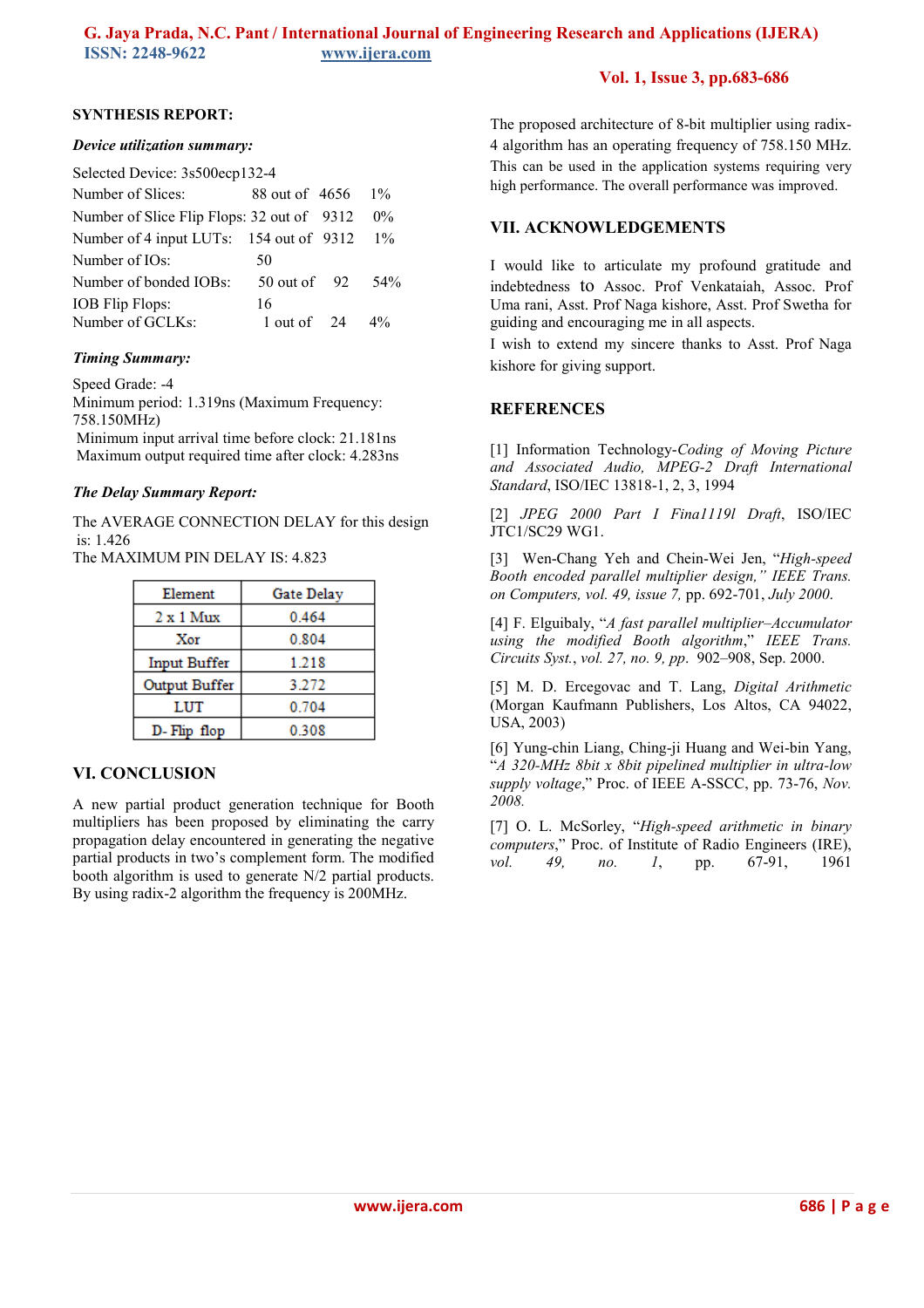**SYNTHESIS REPORT:**

***Device utilization summary:***

Selected Device: 3s500ecp132-4
Number of Slices: 88 out of 4656 1%
Number of Slice Flip Flops: 32 out of 9312 0%
Number of 4 input LUTs: 154 out of 9312 1%
Number of IOs: 50
Number of bonded IOBs: 50 out of 92 54%
IOB Flip Flops: 16
Number of GCLKs: 1 out of 24 4%

***Timing Summary:***

Speed Grade: -4
Minimum period: 1.319ns (Maximum Frequency: 758.150MHz)
Minimum input arrival time before clock: 21.181ns
Maximum output required time after clock: 4.283ns

***The Delay Summary Report:***

The AVERAGE CONNECTION DELAY for this design is: 1.426
The MAXIMUM PIN DELAY IS: 4.823

| Element | Gate Delay |
|---|---|
| 2 x 1 Mux | 0.464 |
| Xor | 0.804 |
| Input Buffer | 1.218 |
| Output Buffer | 3.272 |
| LUT | 0.704 |
| D- Flip flop | 0.308 |

## VI. CONCLUSION

A new partial product generation technique for Booth multipliers has been proposed by eliminating the carry propagation delay encountered in generating the negative partial products in two's complement form. The modified booth algorithm is used to generate N/2 partial products. By using radix-2 algorithm the frequency is 200MHz. The proposed architecture of 8-bit multiplier using radix-4 algorithm has an operating frequency of 758.150 MHz. This can be used in the application systems requiring very high performance. The overall performance was improved.

## VII. ACKNOWLEDGEMENTS

I would like to articulate my profound gratitude and indebtedness to Assoc. Prof Venkataiah, Assoc. Prof Uma rani, Asst. Prof Naga kishore, Asst. Prof Swetha for guiding and encouraging me in all aspects.
I wish to extend my sincere thanks to Asst. Prof Naga kishore for giving support.

## REFERENCES

[1] Information Technology-*Coding of Moving Picture and Associated Audio, MPEG-2 Draft International Standard*, ISO/IEC 13818-1, 2, 3, 1994

[2] *JPEG 2000 Part I Final119l Draft*, ISO/IEC JTC1/SC29 WG1.

[3] Wen-Chang Yeh and Chein-Wei Jen, "*High-speed Booth encoded parallel multiplier design," IEEE Trans. on Computers, vol. 49, issue 7,* pp. 692-701, *July 2000.*

[4] F. Elguibaly, "*A fast parallel multiplier–Accumulator using the modified Booth algorithm*," *IEEE Trans. Circuits Syst., vol. 27, no. 9, pp.* 902–908, Sep. 2000.

[5] M. D. Ercegovac and T. Lang, *Digital Arithmetic* (Morgan Kaufmann Publishers, Los Altos, CA 94022, USA, 2003)

[6] Yung-chin Liang, Ching-ji Huang and Wei-bin Yang, "*A 320-MHz 8bit x 8bit pipelined multiplier in ultra-low supply voltage*," Proc. of IEEE A-SSCC, pp. 73-76, *Nov. 2008.*

[7] O. L. McSorley, "*High-speed arithmetic in binary computers*," Proc. of Institute of Radio Engineers (IRE), *vol. 49, no. 1*, pp. 67-91, 1961